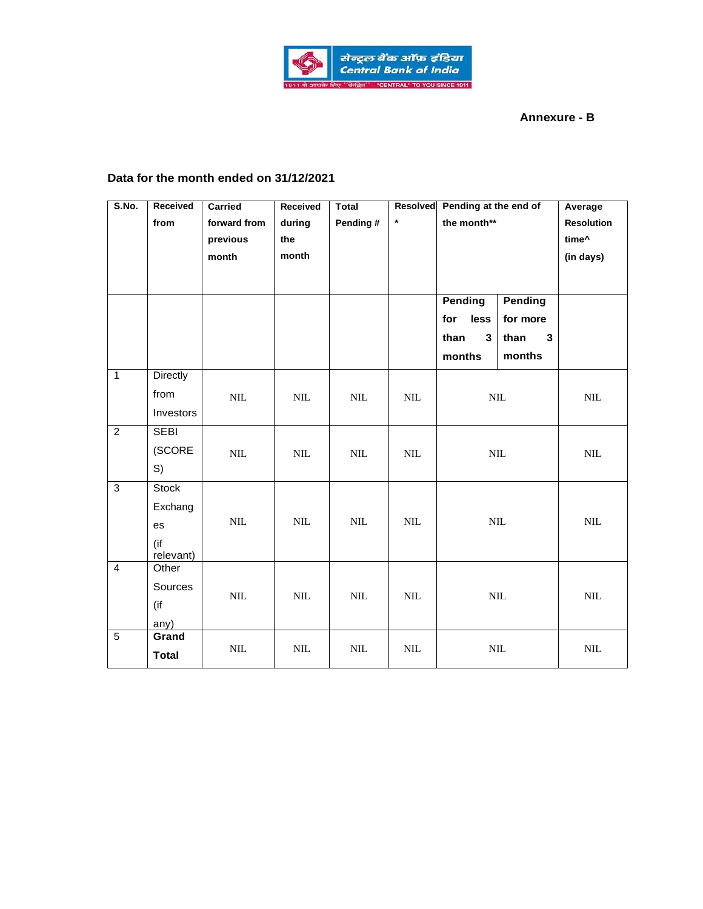Annexure - B

**Data for the month ended on 31/12/2021**

| S.No. | Received from | Carried forward from previous month | Received during the month | Total Pending # | Resolved * | Pending at the end of the month** | | Average Resolution time^ (in days) |
|---|---|---|---|---|---|---|---|---|
| | | | | | | Pending for less than 3 months | Pending for more than 3 months | |
| 1 | Directly from Investors | NIL | NIL | NIL | NIL | NIL | | NIL |
| 2 | SEBI (SCORES) | NIL | NIL | NIL | NIL | NIL | | NIL |
| 3 | Stock Exchanges (if relevant) | NIL | NIL | NIL | NIL | NIL | | NIL |
| 4 | Other Sources (if any) | NIL | NIL | NIL | NIL | NIL | | NIL |
| 5 | **Grand Total** | NIL | NIL | NIL | NIL | NIL | | NIL |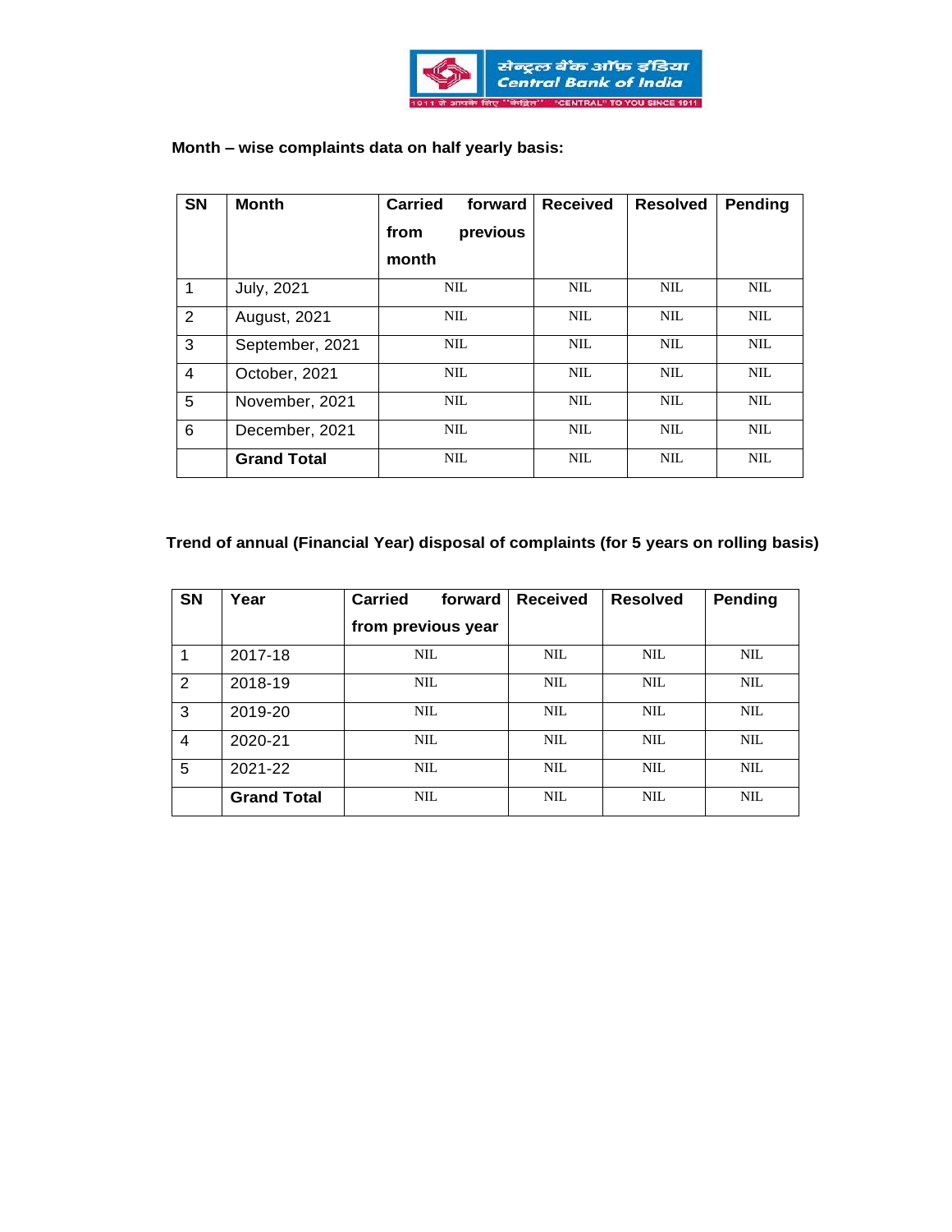**Month – wise complaints data on half yearly basis:**

| SN | Month | Carried forward from previous month | Received | Resolved | Pending |
|---|---|---|---|---|---|
| 1 | July, 2021 | NIL | NIL | NIL | NIL |
| 2 | August, 2021 | NIL | NIL | NIL | NIL |
| 3 | September, 2021 | NIL | NIL | NIL | NIL |
| 4 | October, 2021 | NIL | NIL | NIL | NIL |
| 5 | November, 2021 | NIL | NIL | NIL | NIL |
| 6 | December, 2021 | NIL | NIL | NIL | NIL |
| | **Grand Total** | NIL | NIL | NIL | NIL |

**Trend of annual (Financial Year) disposal of complaints (for 5 years on rolling basis)**

| SN | Year | Carried forward from previous year | Received | Resolved | Pending |
|---|---|---|---|---|---|
| 1 | 2017-18 | NIL | NIL | NIL | NIL |
| 2 | 2018-19 | NIL | NIL | NIL | NIL |
| 3 | 2019-20 | NIL | NIL | NIL | NIL |
| 4 | 2020-21 | NIL | NIL | NIL | NIL |
| 5 | 2021-22 | NIL | NIL | NIL | NIL |
| | **Grand Total** | NIL | NIL | NIL | NIL |